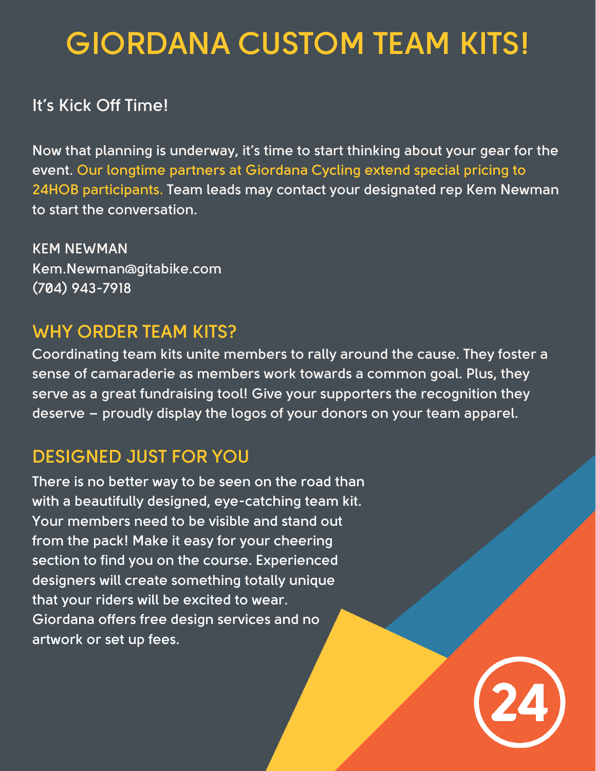# GIORDANA CUSTOM TEAM KITS!

It's Kick Off Time!

Now that planning is underway, it's time to start thinking about your gear for the event. Our longtime partners at Giordana Cycling extend special pricing to 24HOB participants. Team leads may contact your designated rep Kem Newman to start the conversation.

KEM NEWMAN
Kem.Newman@gitabike.com
(704) 943-7918

## WHY ORDER TEAM KITS?

Coordinating team kits unite members to rally around the cause. They foster a sense of camaraderie as members work towards a common goal. Plus, they serve as a great fundraising tool! Give your supporters the recognition they deserve – proudly display the logos of your donors on your team apparel.

## DESIGNED JUST FOR YOU

There is no better way to be seen on the road than with a beautifully designed, eye-catching team kit. Your members need to be visible and stand out from the pack! Make it easy for your cheering section to find you on the course. Experienced designers will create something totally unique that your riders will be excited to wear. Giordana offers free design services and no artwork or set up fees.

24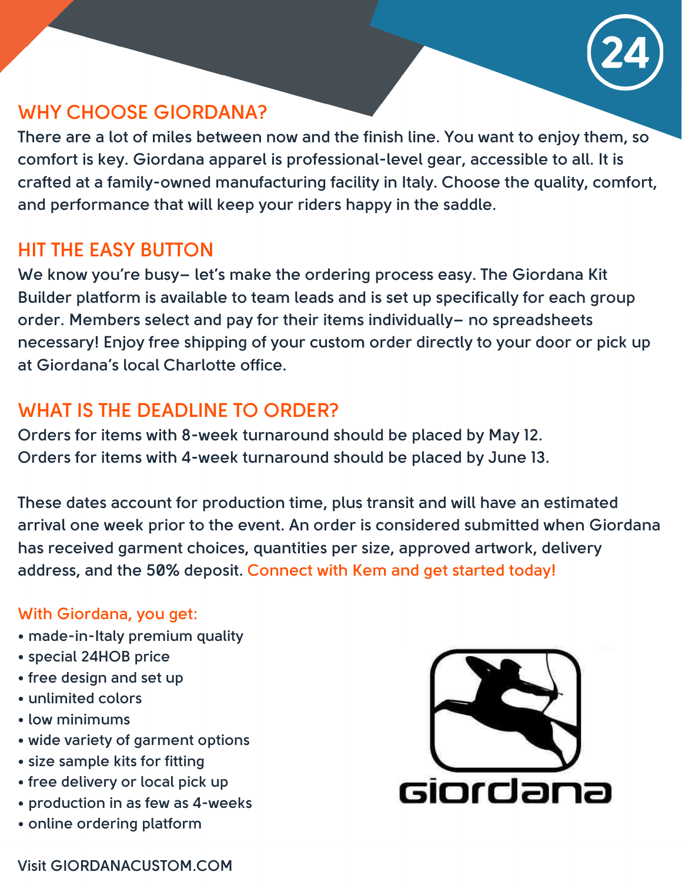## WHY CHOOSE GIORDANA?

There are a lot of miles between now and the finish line. You want to enjoy them, so comfort is key. Giordana apparel is professional-level gear, accessible to all. It is crafted at a family-owned manufacturing facility in Italy. Choose the quality, comfort, and performance that will keep your riders happy in the saddle.

## HIT THE EASY BUTTON

We know you're busy– let's make the ordering process easy. The Giordana Kit Builder platform is available to team leads and is set up specifically for each group order. Members select and pay for their items individually– no spreadsheets necessary! Enjoy free shipping of your custom order directly to your door or pick up at Giordana's local Charlotte office.

## WHAT IS THE DEADLINE TO ORDER?

Orders for items with 8-week turnaround should be placed by May 12.
Orders for items with 4-week turnaround should be placed by June 13.

These dates account for production time, plus transit and will have an estimated arrival one week prior to the event. An order is considered submitted when Giordana has received garment choices, quantities per size, approved artwork, delivery address, and the 50% deposit. Connect with Kem and get started today!

With Giordana, you get:

- made-in-Italy premium quality
- special 24HOB price
- free design and set up
- unlimited colors
- low minimums
- wide variety of garment options
- size sample kits for fitting
- free delivery or local pick up
- production in as few as 4-weeks
- online ordering platform

giordana

Visit GIORDANACUSTOM.COM